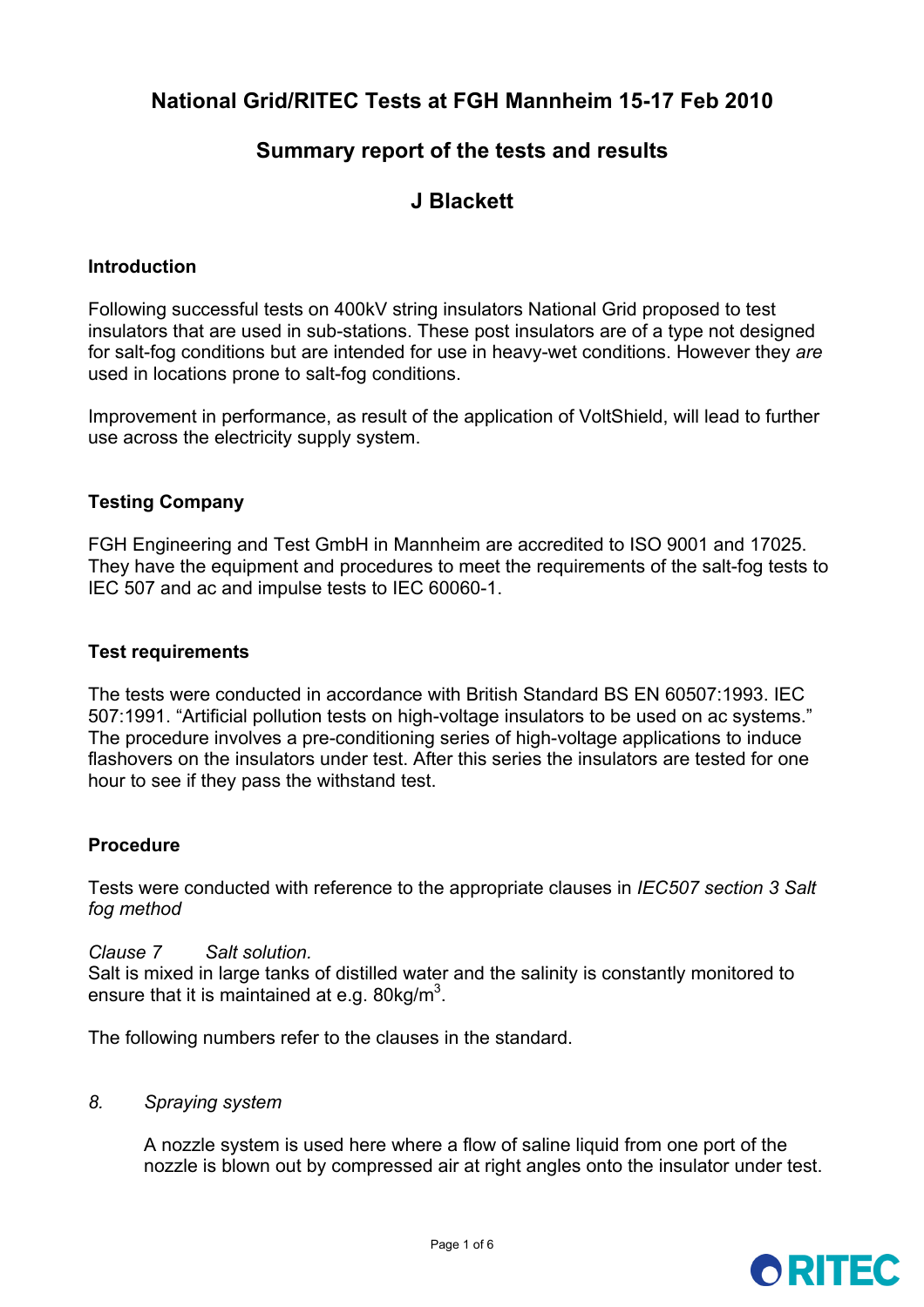# National Grid/RITEC Tests at FGH Mannheim 15-17 Feb 2010

## Summary report of the tests and results

## J Blackett

### Introduction

Following successful tests on 400kV string insulators National Grid proposed to test insulators that are used in sub-stations. These post insulators are of a type not designed for salt-fog conditions but are intended for use in heavy-wet conditions. However they *are* used in locations prone to salt-fog conditions.

Improvement in performance, as result of the application of VoltShield, will lead to further use across the electricity supply system.

### Testing Company

FGH Engineering and Test GmbH in Mannheim are accredited to ISO 9001 and 17025. They have the equipment and procedures to meet the requirements of the salt-fog tests to IEC 507 and ac and impulse tests to IEC 60060-1.

### Test requirements

The tests were conducted in accordance with British Standard BS EN 60507:1993. IEC 507:1991. "Artificial pollution tests on high-voltage insulators to be used on ac systems." The procedure involves a pre-conditioning series of high-voltage applications to induce flashovers on the insulators under test. After this series the insulators are tested for one hour to see if they pass the withstand test.

### Procedure

Tests were conducted with reference to the appropriate clauses in *IEC507 section 3 Salt fog method*

*Clause 7 Salt solution.*
Salt is mixed in large tanks of distilled water and the salinity is constantly monitored to ensure that it is maintained at e.g. 80kg/m$^3$.

The following numbers refer to the clauses in the standard.

*8. Spraying system*

A nozzle system is used here where a flow of saline liquid from one port of the nozzle is blown out by compressed air at right angles onto the insulator under test.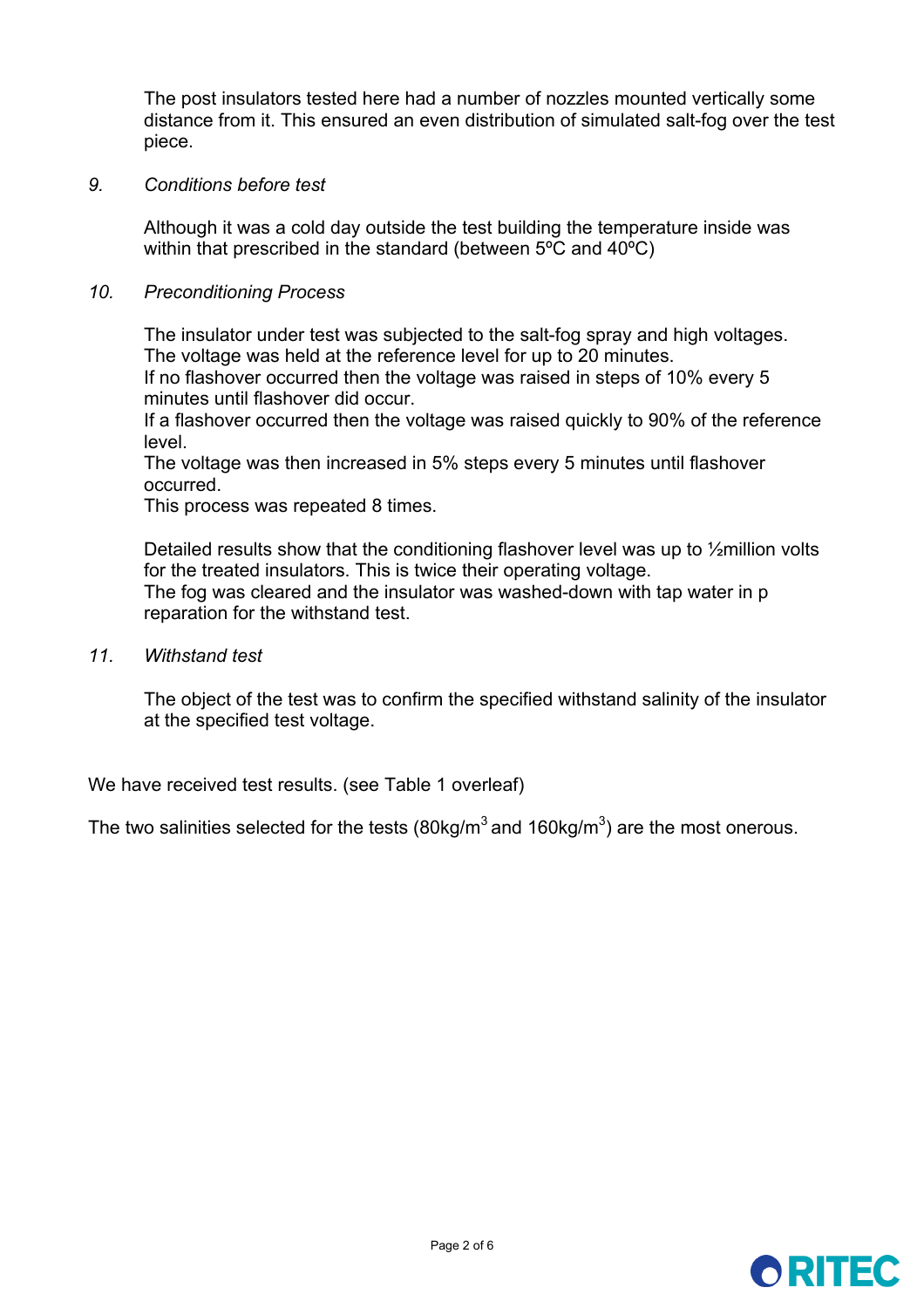The post insulators tested here had a number of nozzles mounted vertically some distance from it. This ensured an even distribution of simulated salt-fog over the test piece.

9. *Conditions before test*

Although it was a cold day outside the test building the temperature inside was within that prescribed in the standard (between 5ºC and 40ºC)

10. *Preconditioning Process*

The insulator under test was subjected to the salt-fog spray and high voltages.
The voltage was held at the reference level for up to 20 minutes.
If no flashover occurred then the voltage was raised in steps of 10% every 5 minutes until flashover did occur.
If a flashover occurred then the voltage was raised quickly to 90% of the reference level.
The voltage was then increased in 5% steps every 5 minutes until flashover occurred.
This process was repeated 8 times.

Detailed results show that the conditioning flashover level was up to ½million volts for the treated insulators. This is twice their operating voltage.
The fog was cleared and the insulator was washed-down with tap water in p reparation for the withstand test.

11. *Withstand test*

The object of the test was to confirm the specified withstand salinity of the insulator at the specified test voltage.

We have received test results. (see Table 1 overleaf)

The two salinities selected for the tests (80kg/m$^3$ and 160kg/m$^3$) are the most onerous.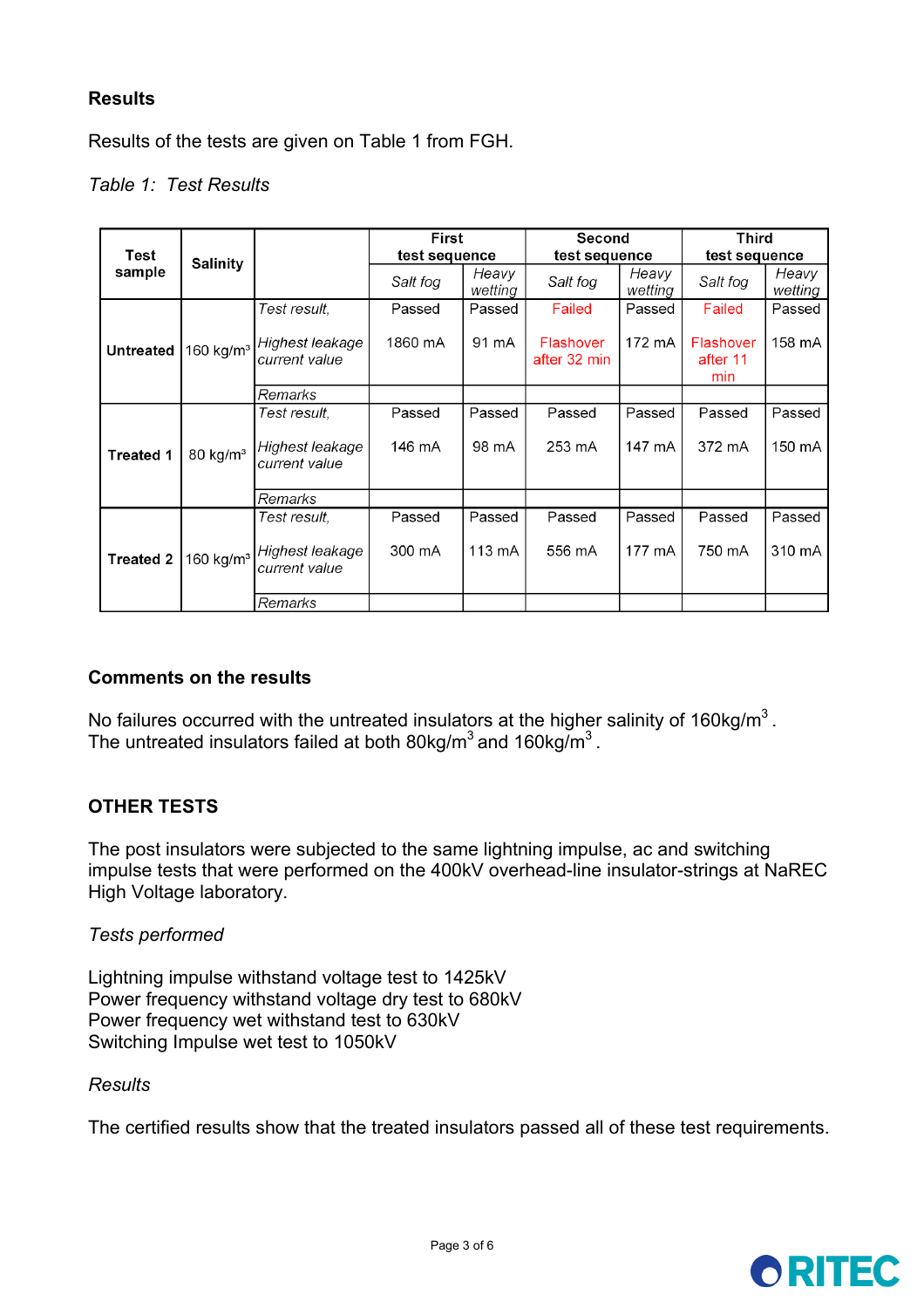**Results**

Results of the tests are given on Table 1 from FGH.

*Table 1: Test Results*

| Test sample | Salinity | | First test sequence | | Second test sequence | | Third test sequence | |
|---|---|---|---|---|---|---|---|---|
| | | | *Salt fog* | *Heavy wetting* | *Salt fog* | *Heavy wetting* | *Salt fog* | *Heavy wetting* |
| **Untreated** | 160 kg/m³ | *Test result,* | Passed | Passed | Failed | Passed | Failed | Passed |
| | | *Highest leakage current value* | 1860 mA | 91 mA | Flashover after 32 min | 172 mA | Flashover after 11 min | 158 mA |
| | | *Remarks* | | | | | | |
| **Treated 1** | 80 kg/m³ | *Test result,* | Passed | Passed | Passed | Passed | Passed | Passed |
| | | *Highest leakage current value* | 146 mA | 98 mA | 253 mA | 147 mA | 372 mA | 150 mA |
| | | *Remarks* | | | | | | |
| **Treated 2** | 160 kg/m³ | *Test result,* | Passed | Passed | Passed | Passed | Passed | Passed |
| | | *Highest leakage current value* | 300 mA | 113 mA | 556 mA | 177 mA | 750 mA | 310 mA |
| | | *Remarks* | | | | | | |

**Comments on the results**

No failures occurred with the untreated insulators at the higher salinity of 160kg/m³ .
The untreated insulators failed at both 80kg/m³ and 160kg/m³ .

**OTHER TESTS**

The post insulators were subjected to the same lightning impulse, ac and switching impulse tests that were performed on the 400kV overhead-line insulator-strings at NaREC High Voltage laboratory.

*Tests performed*

Lightning impulse withstand voltage test to 1425kV
Power frequency withstand voltage dry test to 680kV
Power frequency wet withstand test to 630kV
Switching Impulse wet test to 1050kV

*Results*

The certified results show that the treated insulators passed all of these test requirements.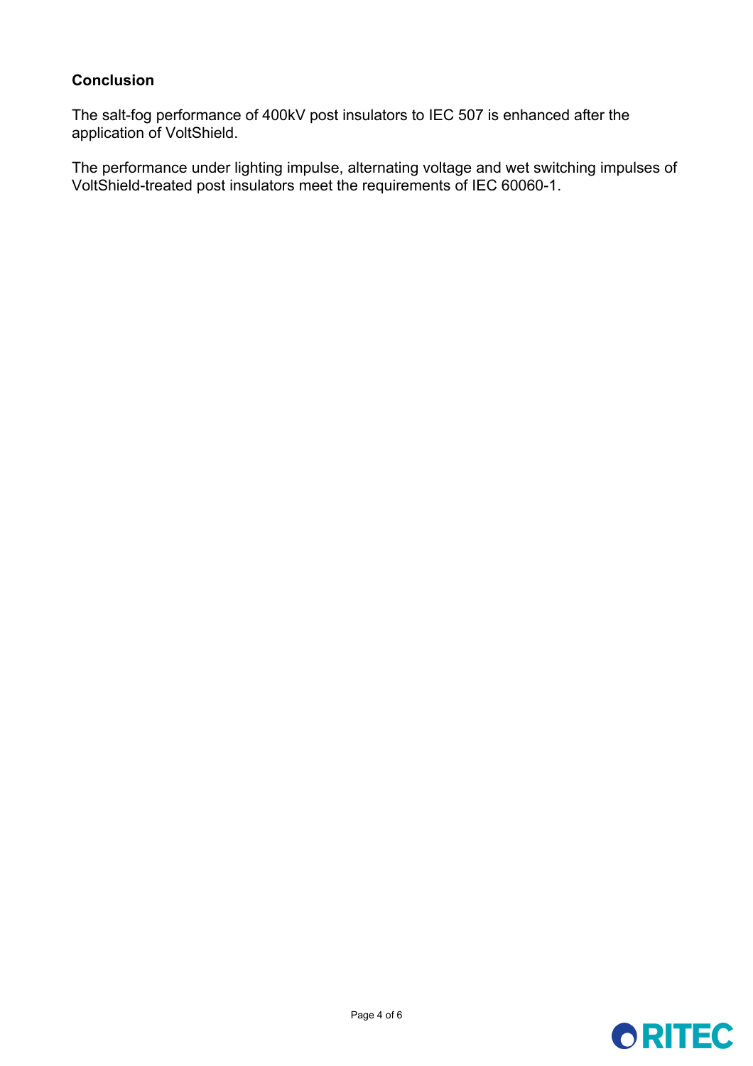## Conclusion

The salt-fog performance of 400kV post insulators to IEC 507 is enhanced after the application of VoltShield.

The performance under lighting impulse, alternating voltage and wet switching impulses of VoltShield-treated post insulators meet the requirements of IEC 60060-1.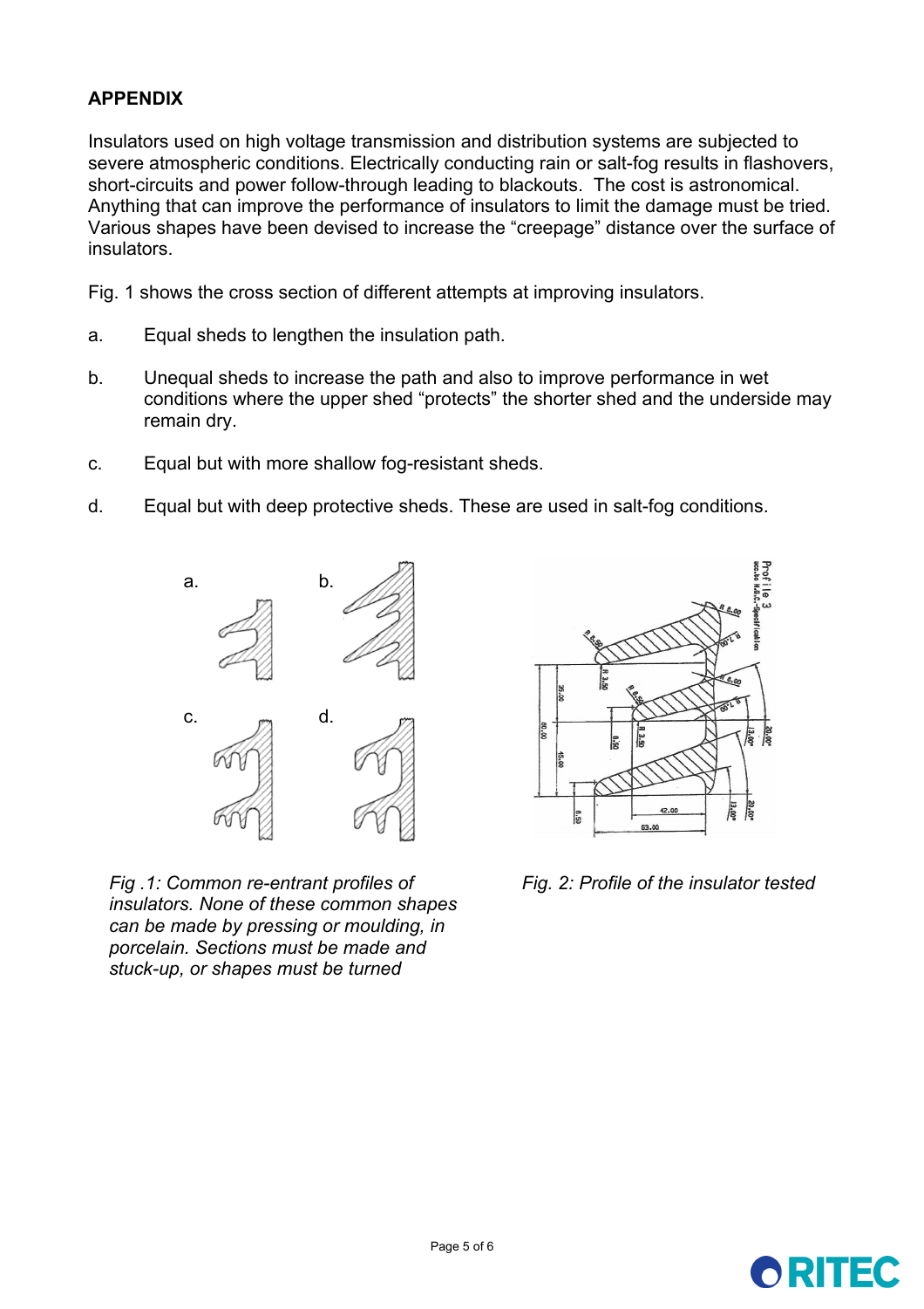## APPENDIX

Insulators used on high voltage transmission and distribution systems are subjected to severe atmospheric conditions. Electrically conducting rain or salt-fog results in flashovers, short-circuits and power follow-through leading to blackouts. The cost is astronomical. Anything that can improve the performance of insulators to limit the damage must be tried. Various shapes have been devised to increase the "creepage" distance over the surface of insulators.

Fig. 1 shows the cross section of different attempts at improving insulators.

a. Equal sheds to lengthen the insulation path.

b. Unequal sheds to increase the path and also to improve performance in wet conditions where the upper shed "protects" the shorter shed and the underside may remain dry.

c. Equal but with more shallow fog-resistant sheds.

d. Equal but with deep protective sheds. These are used in salt-fog conditions.

*Fig .1: Common re-entrant profiles of insulators. None of these common shapes can be made by pressing or moulding, in porcelain. Sections must be made and stuck-up, or shapes must be turned*

*Fig. 2: Profile of the insulator tested*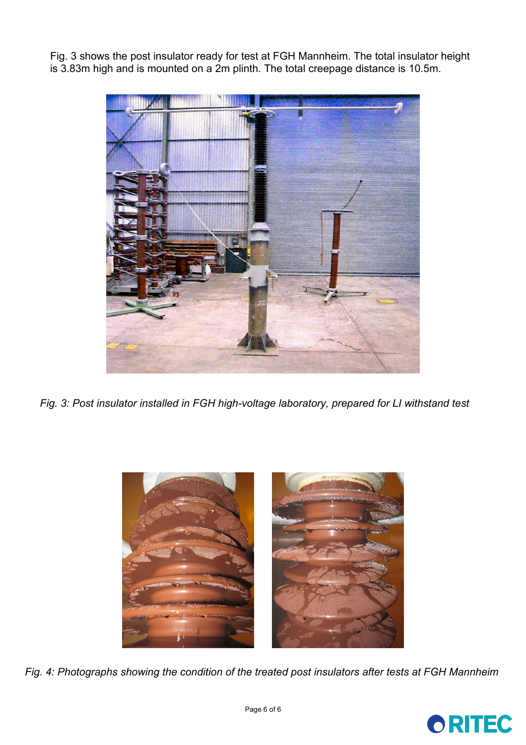Fig. 3 shows the post insulator ready for test at FGH Mannheim. The total insulator height is 3.83m high and is mounted on a 2m plinth. The total creepage distance is 10.5m.

*Fig. 3: Post insulator installed in FGH high-voltage laboratory, prepared for LI withstand test*

*Fig. 4: Photographs showing the condition of the treated post insulators after tests at FGH Mannheim*